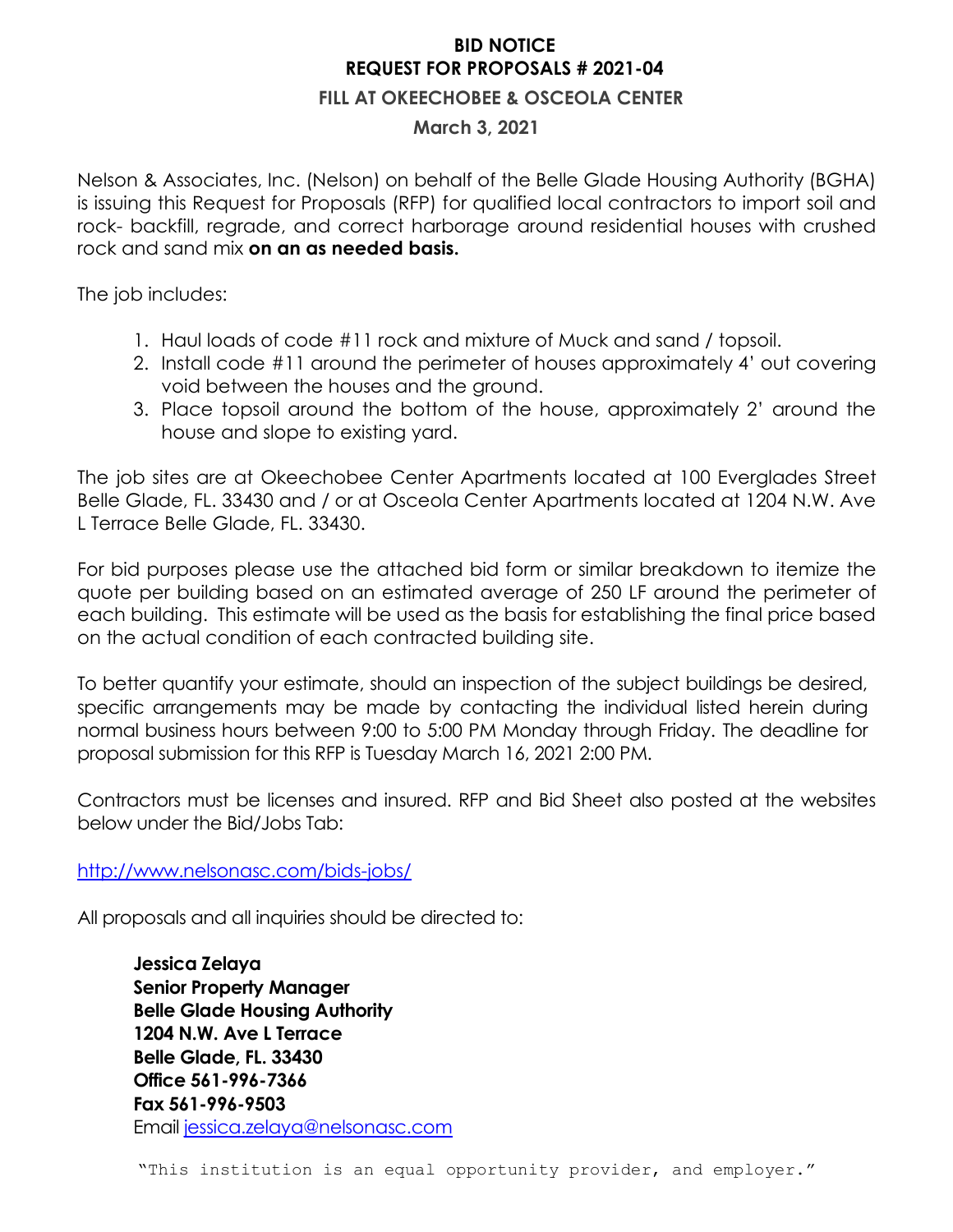# BID NOTICE
## REQUEST FOR PROPOSALS # 2021-04
### FILL AT OKEECHOBEE & OSCEOLA CENTER
### March 3, 2021

Nelson & Associates, Inc. (Nelson) on behalf of the Belle Glade Housing Authority (BGHA) is issuing this Request for Proposals (RFP) for qualified local contractors to import soil and rock- backfill, regrade, and correct harborage around residential houses with crushed rock and sand mix **on an as needed basis.**

The job includes:

1. Haul loads of code #11 rock and mixture of Muck and sand / topsoil.
2. Install code #11 around the perimeter of houses approximately 4' out covering void between the houses and the ground.
3. Place topsoil around the bottom of the house, approximately 2' around the house and slope to existing yard.

The job sites are at Okeechobee Center Apartments located at 100 Everglades Street Belle Glade, FL. 33430 and / or at Osceola Center Apartments located at 1204 N.W. Ave L Terrace Belle Glade, FL. 33430.

For bid purposes please use the attached bid form or similar breakdown to itemize the quote per building based on an estimated average of 250 LF around the perimeter of each building. This estimate will be used as the basis for establishing the final price based on the actual condition of each contracted building site.

To better quantify your estimate, should an inspection of the subject buildings be desired, specific arrangements may be made by contacting the individual listed herein during normal business hours between 9:00 to 5:00 PM Monday through Friday. The deadline for proposal submission for this RFP is Tuesday March 16, 2021 2:00 PM.

Contractors must be licenses and insured. RFP and Bid Sheet also posted at the websites below under the Bid/Jobs Tab:

http://www.nelsonasc.com/bids-jobs/

All proposals and all inquiries should be directed to:

**Jessica Zelaya**
**Senior Property Manager**
**Belle Glade Housing Authority**
**1204 N.W. Ave L Terrace**
**Belle Glade, FL. 33430**
**Office 561-996-7366**
**Fax 561-996-9503**
Email jessica.zelaya@nelsonasc.com

"This institution is an equal opportunity provider, and employer."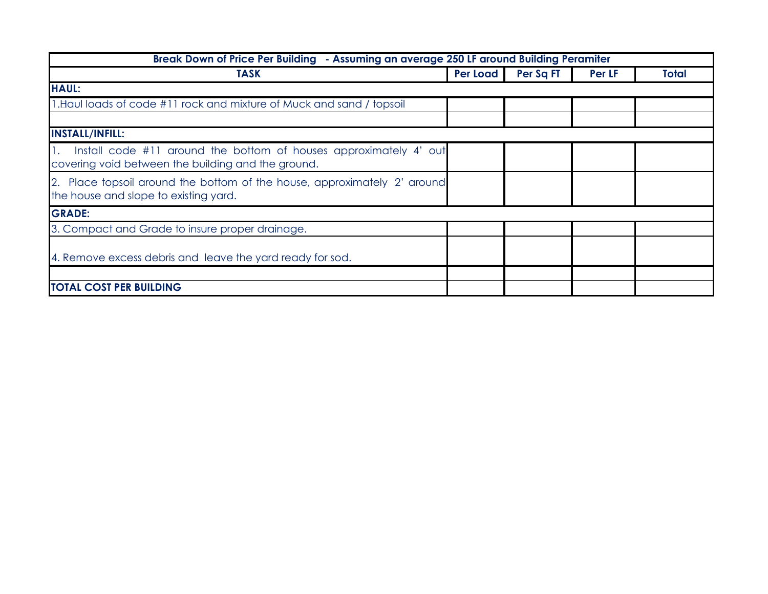| Break Down of Price Per Building - Assuming an average 250 LF around Building Peramiter | | | | |
|---|---|---|---|---|
| **TASK** | **Per Load** | **Per Sq FT** | **Per LF** | **Total** |
| **HAUL:** | | | | |
| 1.Haul loads of code #11 rock and mixture of Muck and sand / topsoil | | | | |
| | | | | |
| **INSTALL/INFILL:** | | | | |
| 1. Install code #11 around the bottom of houses approximately 4' out covering void between the building and the ground. | | | | |
| 2. Place topsoil around the bottom of the house, approximately 2' around the house and slope to existing yard. | | | | |
| **GRADE:** | | | | |
| 3. Compact and Grade to insure proper drainage. | | | | |
| 4. Remove excess debris and leave the yard ready for sod. | | | | |
| | | | | |
| **TOTAL COST PER BUILDING** | | | | |